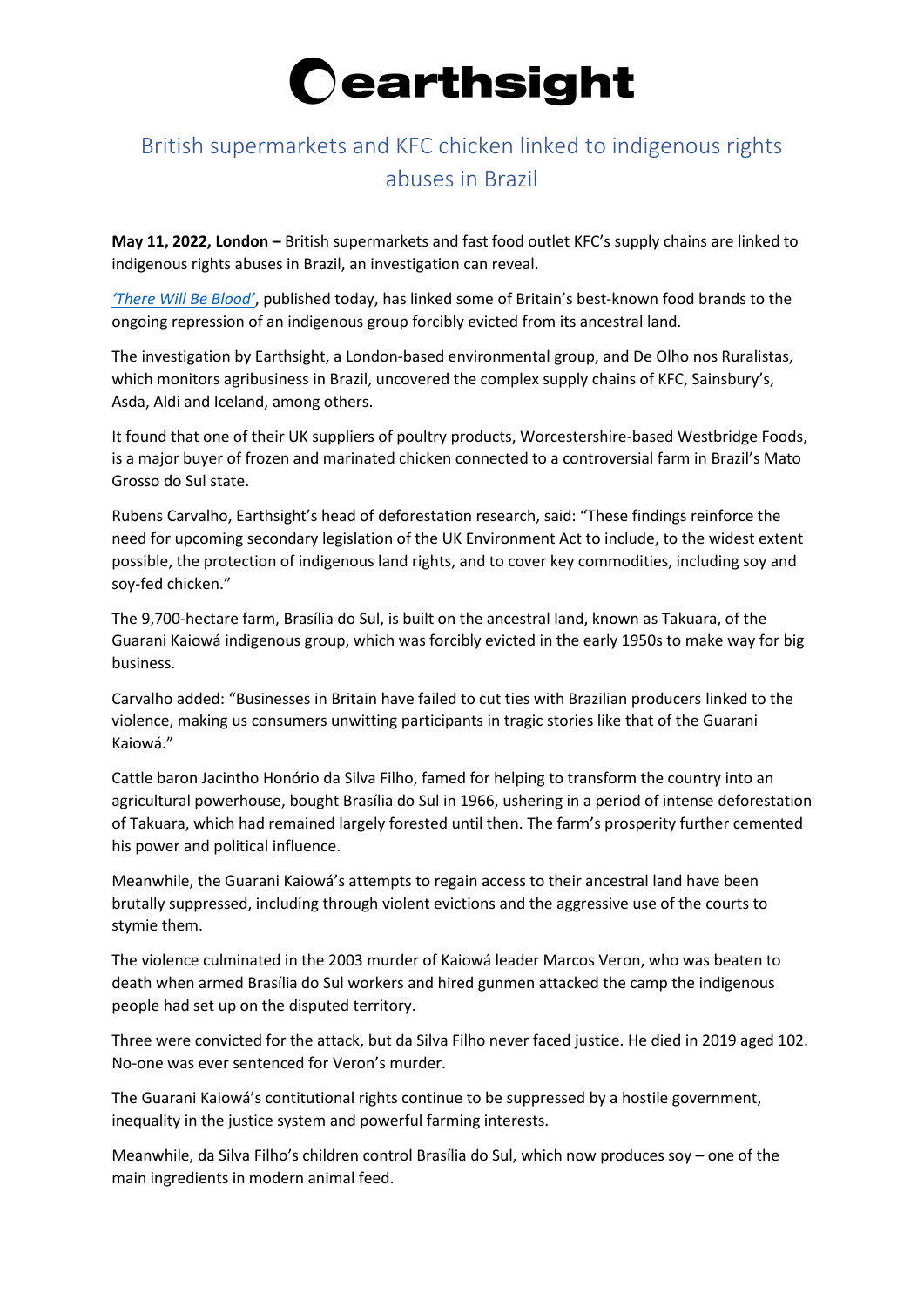# earthsight

## British supermarkets and KFC chicken linked to indigenous rights abuses in Brazil

**May 11, 2022, London –** British supermarkets and fast food outlet KFC's supply chains are linked to indigenous rights abuses in Brazil, an investigation can reveal.

*'There Will Be Blood'*, published today, has linked some of Britain's best-known food brands to the ongoing repression of an indigenous group forcibly evicted from its ancestral land.

The investigation by Earthsight, a London-based environmental group, and De Olho nos Ruralistas, which monitors agribusiness in Brazil, uncovered the complex supply chains of KFC, Sainsbury's, Asda, Aldi and Iceland, among others.

It found that one of their UK suppliers of poultry products, Worcestershire-based Westbridge Foods, is a major buyer of frozen and marinated chicken connected to a controversial farm in Brazil's Mato Grosso do Sul state.

Rubens Carvalho, Earthsight's head of deforestation research, said: "These findings reinforce the need for upcoming secondary legislation of the UK Environment Act to include, to the widest extent possible, the protection of indigenous land rights, and to cover key commodities, including soy and soy-fed chicken."

The 9,700-hectare farm, Brasília do Sul, is built on the ancestral land, known as Takuara, of the Guarani Kaiowá indigenous group, which was forcibly evicted in the early 1950s to make way for big business.

Carvalho added: "Businesses in Britain have failed to cut ties with Brazilian producers linked to the violence, making us consumers unwitting participants in tragic stories like that of the Guarani Kaiowá."

Cattle baron Jacintho Honório da Silva Filho, famed for helping to transform the country into an agricultural powerhouse, bought Brasília do Sul in 1966, ushering in a period of intense deforestation of Takuara, which had remained largely forested until then. The farm's prosperity further cemented his power and political influence.

Meanwhile, the Guarani Kaiowá's attempts to regain access to their ancestral land have been brutally suppressed, including through violent evictions and the aggressive use of the courts to stymie them.

The violence culminated in the 2003 murder of Kaiowá leader Marcos Veron, who was beaten to death when armed Brasília do Sul workers and hired gunmen attacked the camp the indigenous people had set up on the disputed territory.

Three were convicted for the attack, but da Silva Filho never faced justice. He died in 2019 aged 102. No-one was ever sentenced for Veron's murder.

The Guarani Kaiowá's contitutional rights continue to be suppressed by a hostile government, inequality in the justice system and powerful farming interests.

Meanwhile, da Silva Filho's children control Brasília do Sul, which now produces soy – one of the main ingredients in modern animal feed.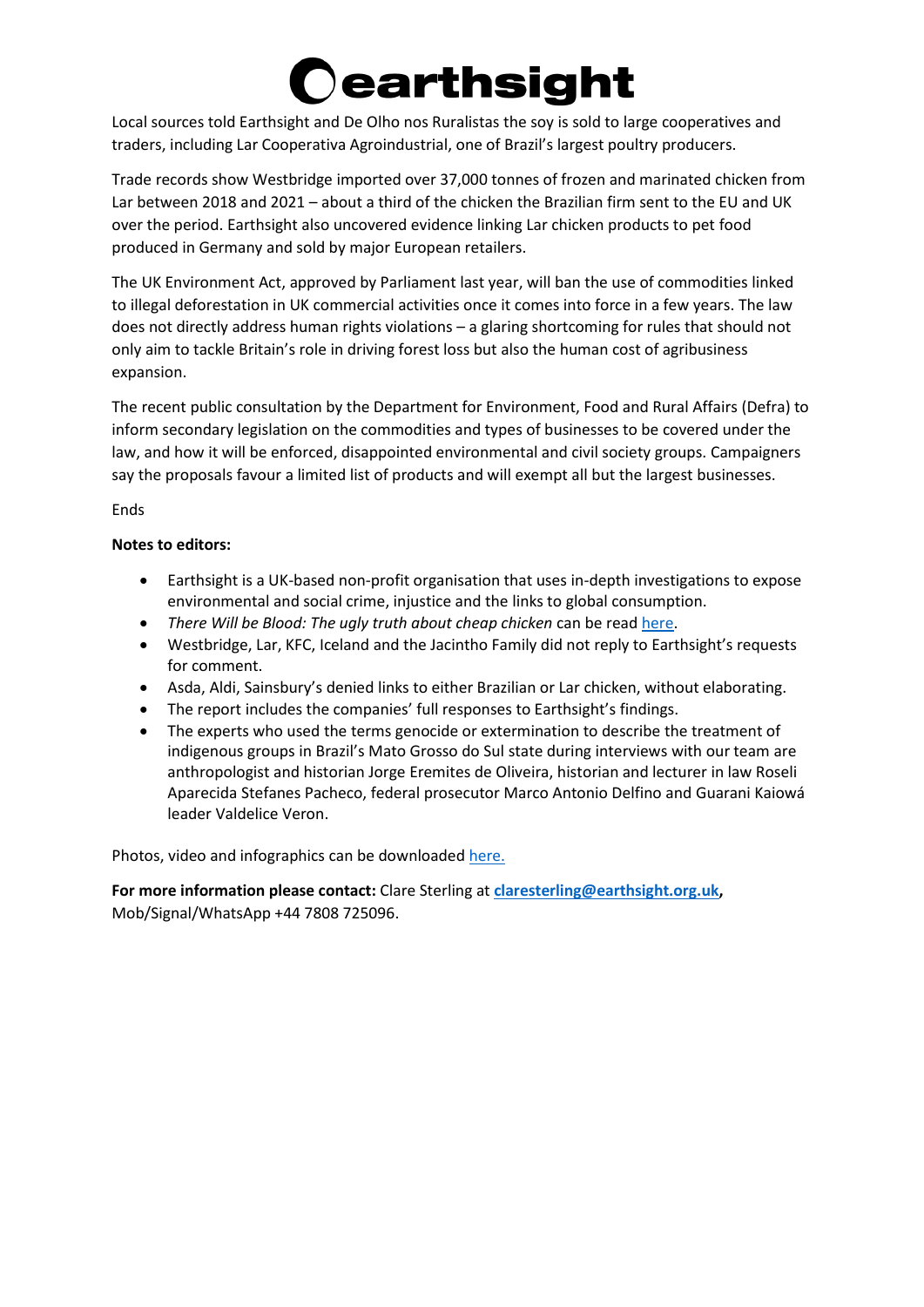Local sources told Earthsight and De Olho nos Ruralistas the soy is sold to large cooperatives and traders, including Lar Cooperativa Agroindustrial, one of Brazil's largest poultry producers.

Trade records show Westbridge imported over 37,000 tonnes of frozen and marinated chicken from Lar between 2018 and 2021 – about a third of the chicken the Brazilian firm sent to the EU and UK over the period. Earthsight also uncovered evidence linking Lar chicken products to pet food produced in Germany and sold by major European retailers.

The UK Environment Act, approved by Parliament last year, will ban the use of commodities linked to illegal deforestation in UK commercial activities once it comes into force in a few years. The law does not directly address human rights violations – a glaring shortcoming for rules that should not only aim to tackle Britain's role in driving forest loss but also the human cost of agribusiness expansion.

The recent public consultation by the Department for Environment, Food and Rural Affairs (Defra) to inform secondary legislation on the commodities and types of businesses to be covered under the law, and how it will be enforced, disappointed environmental and civil society groups. Campaigners say the proposals favour a limited list of products and will exempt all but the largest businesses.

Ends

**Notes to editors:**

- Earthsight is a UK-based non-profit organisation that uses in-depth investigations to expose environmental and social crime, injustice and the links to global consumption.
- *There Will be Blood: The ugly truth about cheap chicken* can be read here.
- Westbridge, Lar, KFC, Iceland and the Jacintho Family did not reply to Earthsight's requests for comment.
- Asda, Aldi, Sainsbury's denied links to either Brazilian or Lar chicken, without elaborating.
- The report includes the companies' full responses to Earthsight's findings.
- The experts who used the terms genocide or extermination to describe the treatment of indigenous groups in Brazil's Mato Grosso do Sul state during interviews with our team are anthropologist and historian Jorge Eremites de Oliveira, historian and lecturer in law Roseli Aparecida Stefanes Pacheco, federal prosecutor Marco Antonio Delfino and Guarani Kaiowá leader Valdelice Veron.

Photos, video and infographics can be downloaded here.

**For more information please contact:** Clare Sterling at **claresterling@earthsight.org.uk,** Mob/Signal/WhatsApp +44 7808 725096.